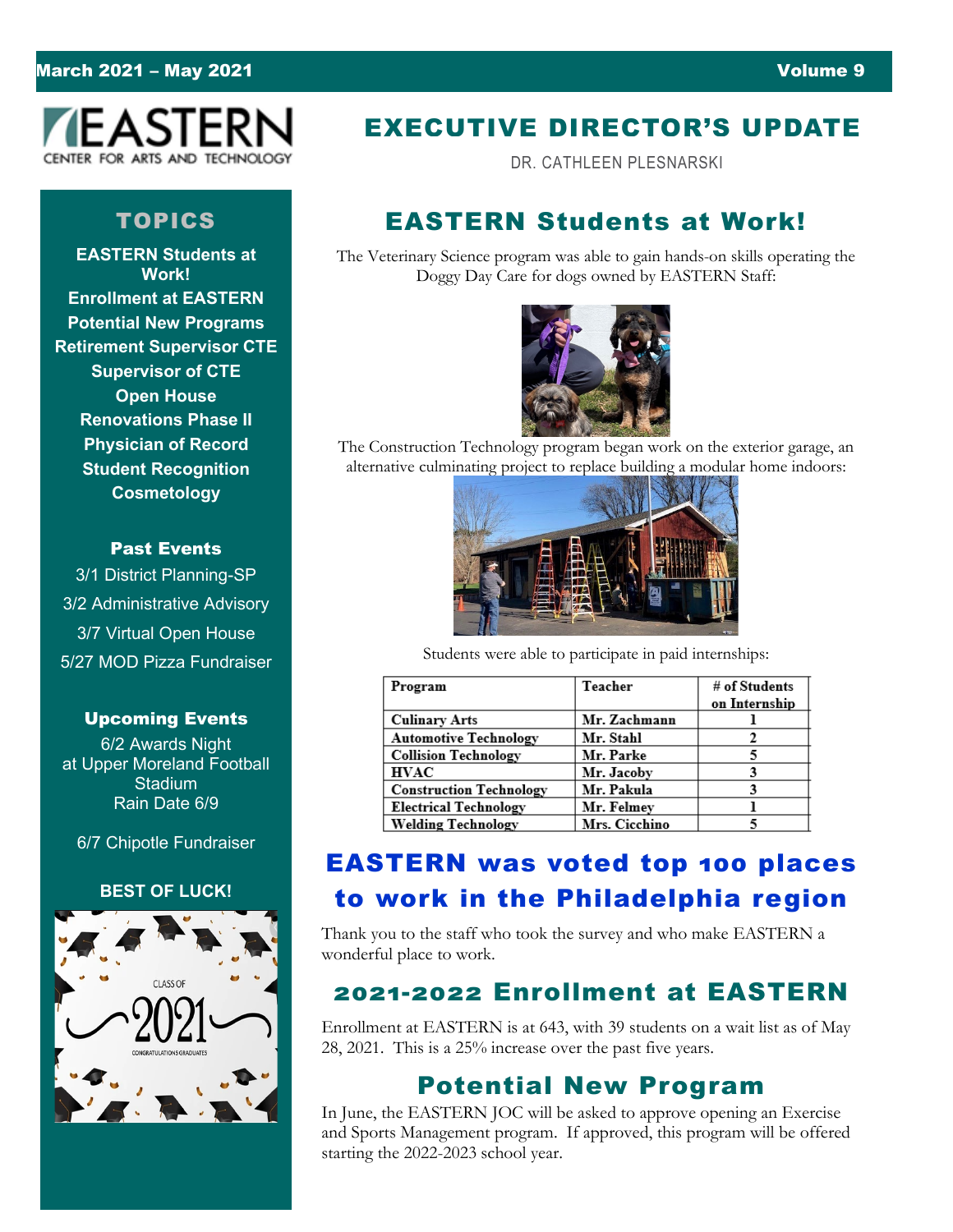March 2021 – May 2021 | Volume 9

EASTERN CENTER FOR ARTS AND TECHNOLOGY

## TOPICS

**EASTERN Students at Work!**
**Enrollment at EASTERN**
**Potential New Programs**
**Retirement Supervisor CTE**
**Supervisor of CTE**
**Open House**
**Renovations Phase II**
**Physician of Record**
**Student Recognition**
**Cosmetology**

### Past Events

3/1 District Planning-SP
3/2 Administrative Advisory
3/7 Virtual Open House
5/27 MOD Pizza Fundraiser

### Upcoming Events

6/2 Awards Night at Upper Moreland Football Stadium
Rain Date 6/9

6/7 Chipotle Fundraiser

**BEST OF LUCK!**

# EXECUTIVE DIRECTOR'S UPDATE

DR. CATHLEEN PLESNARSKI

## EASTERN Students at Work!

The Veterinary Science program was able to gain hands-on skills operating the Doggy Day Care for dogs owned by EASTERN Staff:

The Construction Technology program began work on the exterior garage, an alternative culminating project to replace building a modular home indoors:

Students were able to participate in paid internships:

| Program | Teacher | # of Students on Internship |
|---|---|---|
| Culinary Arts | Mr. Zachmann | 1 |
| Automotive Technology | Mr. Stahl | 2 |
| Collision Technology | Mr. Parke | 5 |
| HVAC | Mr. Jacoby | 3 |
| Construction Technology | Mr. Pakula | 3 |
| Electrical Technology | Mr. Felmey | 1 |
| Welding Technology | Mrs. Cicchino | 5 |

## EASTERN was voted top 100 places to work in the Philadelphia region

Thank you to the staff who took the survey and who make EASTERN a wonderful place to work.

## 2021-2022 Enrollment at EASTERN

Enrollment at EASTERN is at 643, with 39 students on a wait list as of May 28, 2021. This is a 25% increase over the past five years.

## Potential New Program

In June, the EASTERN JOC will be asked to approve opening an Exercise and Sports Management program. If approved, this program will be offered starting the 2022-2023 school year.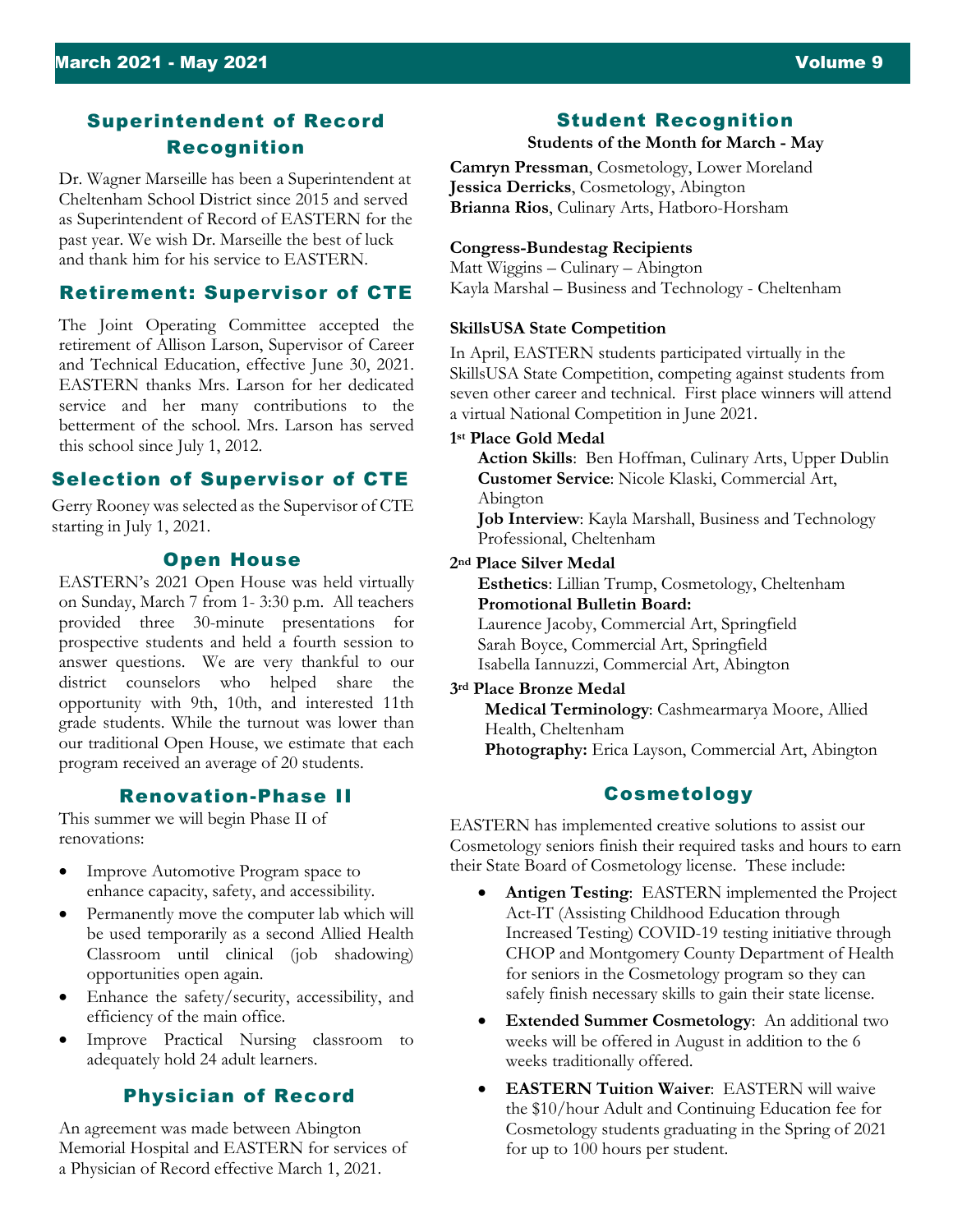## Superintendent of Record Recognition

Dr. Wagner Marseille has been a Superintendent at Cheltenham School District since 2015 and served as Superintendent of Record of EASTERN for the past year. We wish Dr. Marseille the best of luck and thank him for his service to EASTERN.

## Retirement: Supervisor of CTE

The Joint Operating Committee accepted the retirement of Allison Larson, Supervisor of Career and Technical Education, effective June 30, 2021. EASTERN thanks Mrs. Larson for her dedicated service and her many contributions to the betterment of the school. Mrs. Larson has served this school since July 1, 2012.

## Selection of Supervisor of CTE

Gerry Rooney was selected as the Supervisor of CTE starting in July 1, 2021.

## Open House

EASTERN's 2021 Open House was held virtually on Sunday, March 7 from 1- 3:30 p.m. All teachers provided three 30-minute presentations for prospective students and held a fourth session to answer questions. We are very thankful to our district counselors who helped share the opportunity with 9th, 10th, and interested 11th grade students. While the turnout was lower than our traditional Open House, we estimate that each program received an average of 20 students.

## Renovation-Phase II

This summer we will begin Phase II of renovations:

- Improve Automotive Program space to enhance capacity, safety, and accessibility.
- Permanently move the computer lab which will be used temporarily as a second Allied Health Classroom until clinical (job shadowing) opportunities open again.
- Enhance the safety/security, accessibility, and efficiency of the main office.
- Improve Practical Nursing classroom to adequately hold 24 adult learners.

## Physician of Record

An agreement was made between Abington Memorial Hospital and EASTERN for services of a Physician of Record effective March 1, 2021.

## Student Recognition

**Students of the Month for March - May**

**Camryn Pressman**, Cosmetology, Lower Moreland
**Jessica Derricks**, Cosmetology, Abington
**Brianna Rios**, Culinary Arts, Hatboro-Horsham

**Congress-Bundestag Recipients**

Matt Wiggins – Culinary – Abington
Kayla Marshal – Business and Technology - Cheltenham

**SkillsUSA State Competition**

In April, EASTERN students participated virtually in the SkillsUSA State Competition, competing against students from seven other career and technical. First place winners will attend a virtual National Competition in June 2021.

**1st Place Gold Medal**

**Action Skills**: Ben Hoffman, Culinary Arts, Upper Dublin
**Customer Service**: Nicole Klaski, Commercial Art, Abington
**Job Interview**: Kayla Marshall, Business and Technology Professional, Cheltenham

**2nd Place Silver Medal**

**Esthetics**: Lillian Trump, Cosmetology, Cheltenham
**Promotional Bulletin Board:**
Laurence Jacoby, Commercial Art, Springfield
Sarah Boyce, Commercial Art, Springfield
Isabella Iannuzzi, Commercial Art, Abington

**3rd Place Bronze Medal**

**Medical Terminology**: Cashmearmarya Moore, Allied Health, Cheltenham
**Photography:** Erica Layson, Commercial Art, Abington

## Cosmetology

EASTERN has implemented creative solutions to assist our Cosmetology seniors finish their required tasks and hours to earn their State Board of Cosmetology license. These include:

- **Antigen Testing**: EASTERN implemented the Project Act-IT (Assisting Childhood Education through Increased Testing) COVID-19 testing initiative through CHOP and Montgomery County Department of Health for seniors in the Cosmetology program so they can safely finish necessary skills to gain their state license.
- **Extended Summer Cosmetology**: An additional two weeks will be offered in August in addition to the 6 weeks traditionally offered.
- **EASTERN Tuition Waiver**: EASTERN will waive the $10/hour Adult and Continuing Education fee for Cosmetology students graduating in the Spring of 2021 for up to 100 hours per student.